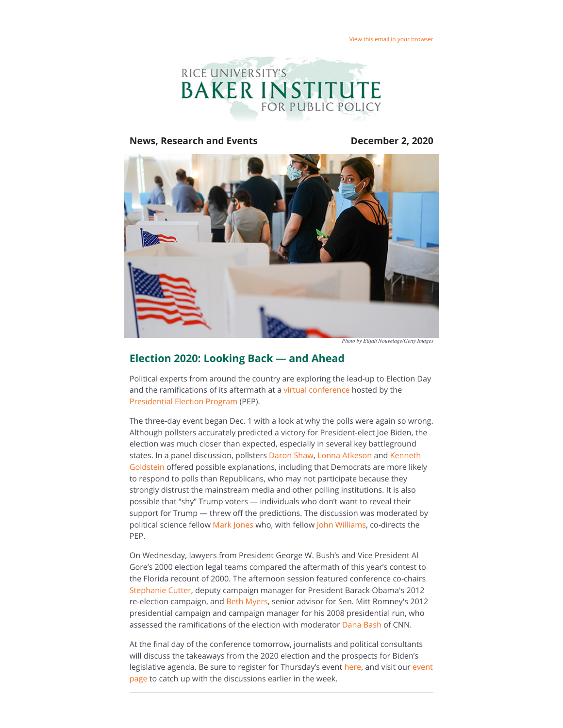View this email in your browser

RICE UNIVERSITY'S
BAKER INSTITUTE
FOR PUBLIC POLICY

**News, Research and Events** **December 2, 2020**

*Photo by Elijah Nouvelage/Getty Images*

## Election 2020: Looking Back — and Ahead

Political experts from around the country are exploring the lead-up to Election Day and the ramifications of its aftermath at a virtual conference hosted by the Presidential Election Program (PEP).

The three-day event began Dec. 1 with a look at why the polls were again so wrong. Although pollsters accurately predicted a victory for President-elect Joe Biden, the election was much closer than expected, especially in several key battleground states. In a panel discussion, pollsters Daron Shaw, Lonna Atkeson and Kenneth Goldstein offered possible explanations, including that Democrats are more likely to respond to polls than Republicans, who may not participate because they strongly distrust the mainstream media and other polling institutions. It is also possible that "shy" Trump voters — individuals who don't want to reveal their support for Trump — threw off the predictions. The discussion was moderated by political science fellow Mark Jones who, with fellow John Williams, co-directs the PEP.

On Wednesday, lawyers from President George W. Bush's and Vice President Al Gore's 2000 election legal teams compared the aftermath of this year's contest to the Florida recount of 2000. The afternoon session featured conference co-chairs Stephanie Cutter, deputy campaign manager for President Barack Obama's 2012 re-election campaign, and Beth Myers, senior advisor for Sen. Mitt Romney's 2012 presidential campaign and campaign manager for his 2008 presidential run, who assessed the ramifications of the election with moderator Dana Bash of CNN.

At the final day of the conference tomorrow, journalists and political consultants will discuss the takeaways from the 2020 election and the prospects for Biden's legislative agenda. Be sure to register for Thursday's event here, and visit our event page to catch up with the discussions earlier in the week.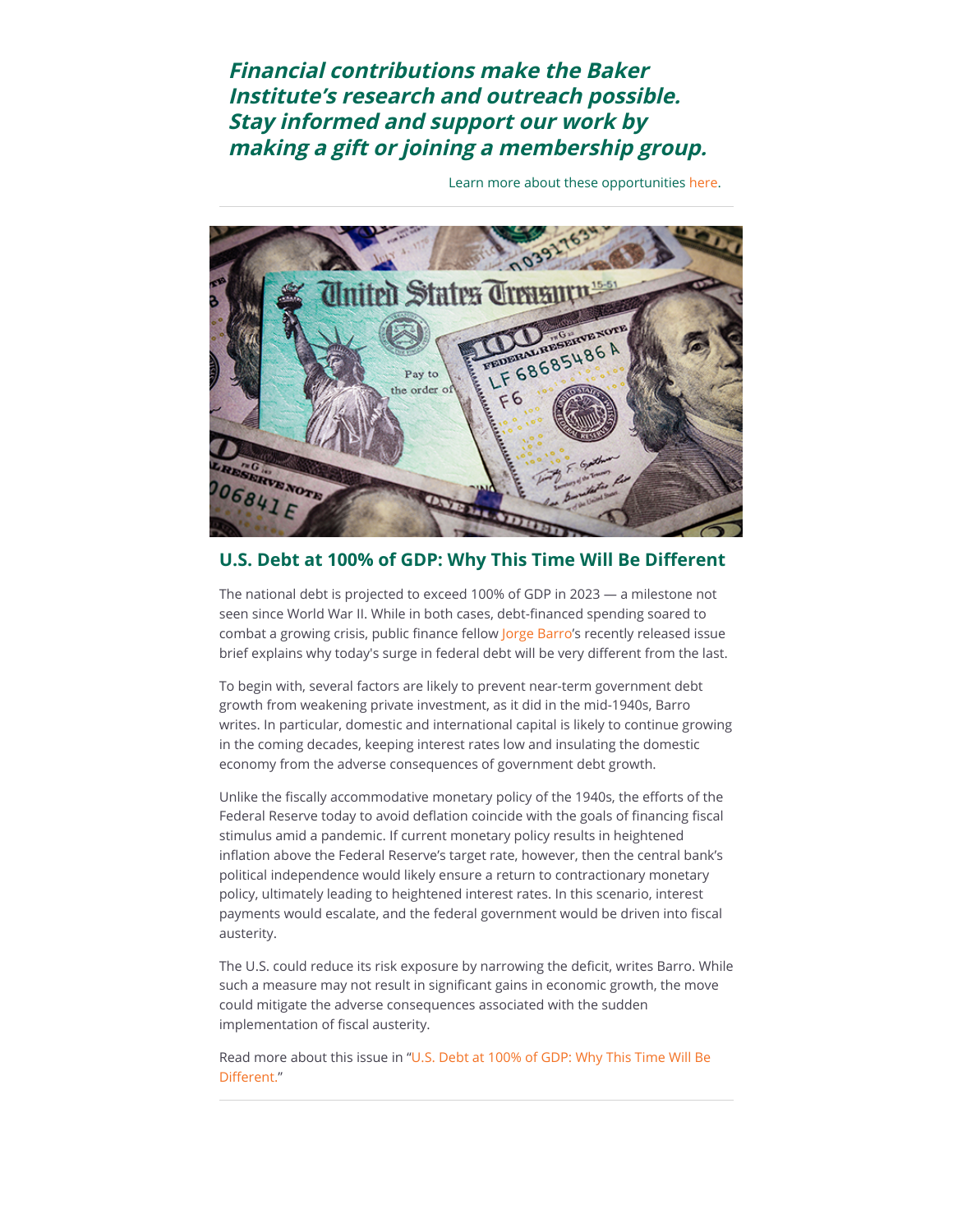***Financial contributions make the Baker Institute's research and outreach possible. Stay informed and support our work by making a gift or joining a membership group.***

Learn more about these opportunities here.

## U.S. Debt at 100% of GDP: Why This Time Will Be Different

The national debt is projected to exceed 100% of GDP in 2023 — a milestone not seen since World War II. While in both cases, debt-financed spending soared to combat a growing crisis, public finance fellow Jorge Barro's recently released issue brief explains why today's surge in federal debt will be very different from the last.

To begin with, several factors are likely to prevent near-term government debt growth from weakening private investment, as it did in the mid-1940s, Barro writes. In particular, domestic and international capital is likely to continue growing in the coming decades, keeping interest rates low and insulating the domestic economy from the adverse consequences of government debt growth.

Unlike the fiscally accommodative monetary policy of the 1940s, the efforts of the Federal Reserve today to avoid deflation coincide with the goals of financing fiscal stimulus amid a pandemic. If current monetary policy results in heightened inflation above the Federal Reserve's target rate, however, then the central bank's political independence would likely ensure a return to contractionary monetary policy, ultimately leading to heightened interest rates. In this scenario, interest payments would escalate, and the federal government would be driven into fiscal austerity.

The U.S. could reduce its risk exposure by narrowing the deficit, writes Barro. While such a measure may not result in significant gains in economic growth, the move could mitigate the adverse consequences associated with the sudden implementation of fiscal austerity.

Read more about this issue in "U.S. Debt at 100% of GDP: Why This Time Will Be Different."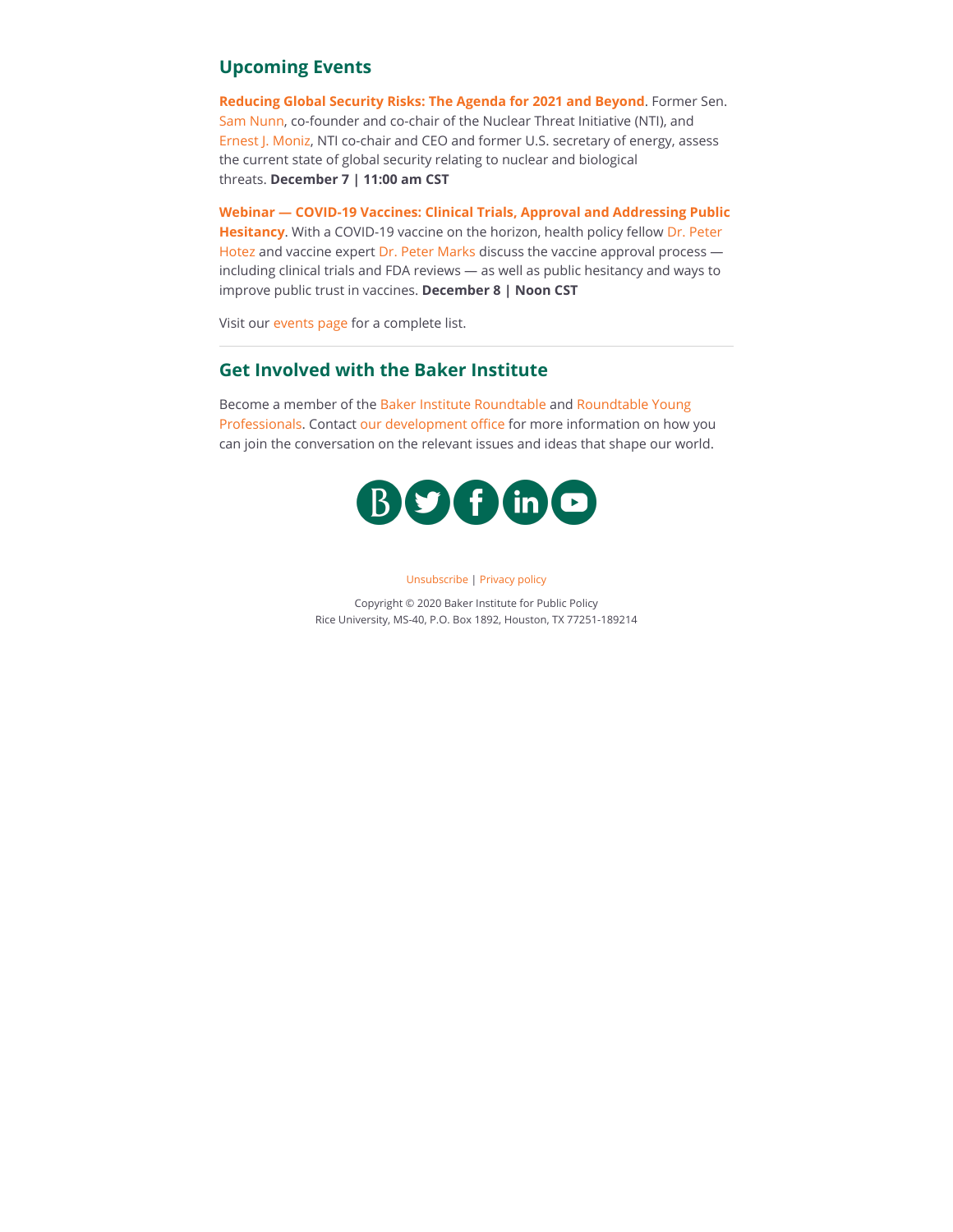## Upcoming Events

**Reducing Global Security Risks: The Agenda for 2021 and Beyond**. Former Sen. Sam Nunn, co-founder and co-chair of the Nuclear Threat Initiative (NTI), and Ernest J. Moniz, NTI co-chair and CEO and former U.S. secretary of energy, assess the current state of global security relating to nuclear and biological threats. **December 7 | 11:00 am CST**

**Webinar — COVID-19 Vaccines: Clinical Trials, Approval and Addressing Public Hesitancy**. With a COVID-19 vaccine on the horizon, health policy fellow Dr. Peter Hotez and vaccine expert Dr. Peter Marks discuss the vaccine approval process — including clinical trials and FDA reviews — as well as public hesitancy and ways to improve public trust in vaccines. **December 8 | Noon CST**

Visit our events page for a complete list.

---

## Get Involved with the Baker Institute

Become a member of the Baker Institute Roundtable and Roundtable Young Professionals. Contact our development office for more information on how you can join the conversation on the relevant issues and ideas that shape our world.

Unsubscribe | Privacy policy

Copyright © 2020 Baker Institute for Public Policy
Rice University, MS-40, P.O. Box 1892, Houston, TX 77251-189214